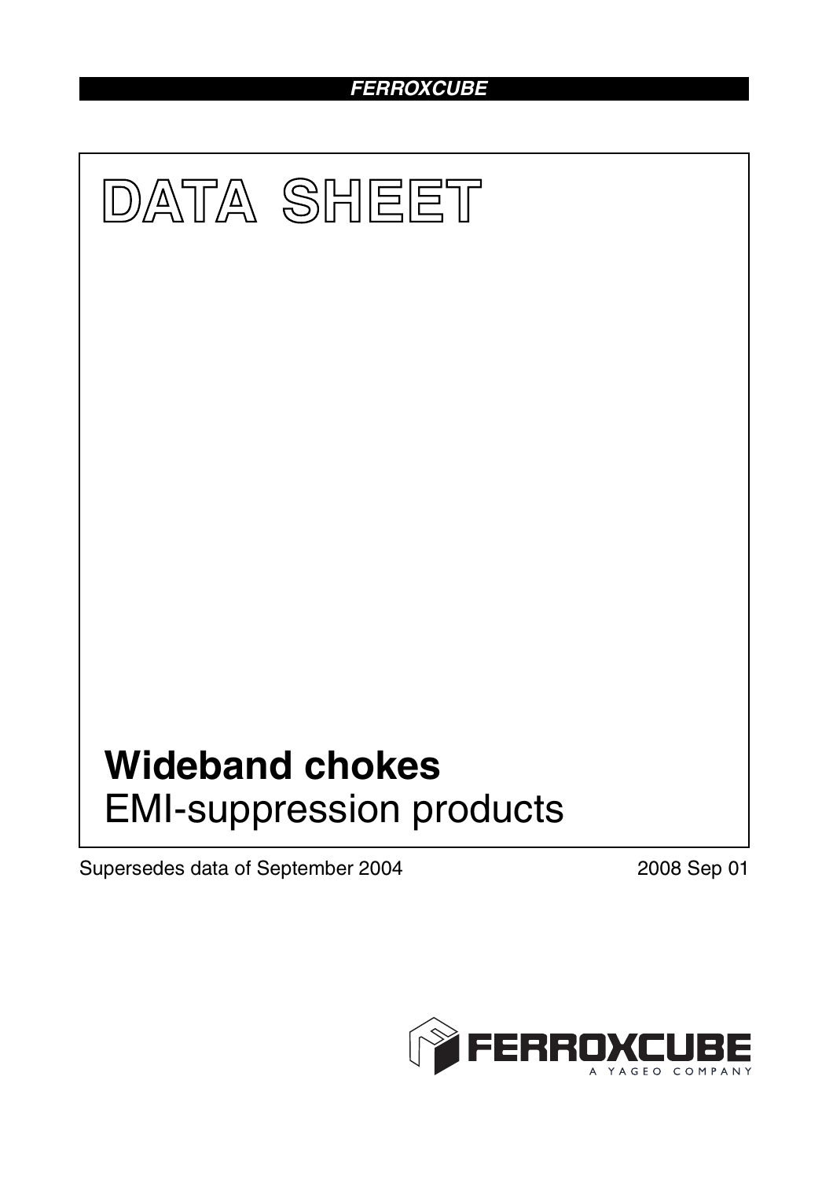FERROXCUBE

# DATA SHEET

## Wideband chokes

EMI-suppression products

Supersedes data of September 2004

2008 Sep 01

FERROXCUBE

A YAGEO COMPANY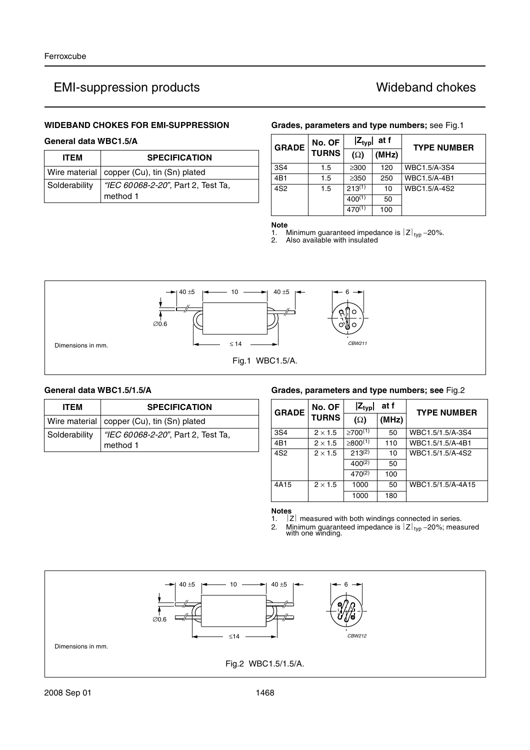## WIDEBAND CHOKES FOR EMI-SUPPRESSION

### General data WBC1.5/A

| ITEM | SPECIFICATION |
|---|---|
| Wire material | copper (Cu), tin (Sn) plated |
| Solderability | *"IEC 60068-2-20"*, Part 2, Test Ta, method 1 |

**Grades, parameters and type numbers;** see Fig.1

| GRADE | No. OF TURNS | $\|Z_{typ}\|$ ($\Omega$) | at f (MHz) | TYPE NUMBER |
|---|---|---|---|---|
| 3S4 | 1.5 | ≥300 | 120 | WBC1.5/A-3S4 |
| 4B1 | 1.5 | ≥350 | 250 | WBC1.5/A-4B1 |
| 4S2 | 1.5 | 213[1] | 10 | WBC1.5/A-4S2 |
| | | 400[1] | 50 | |
| | | 470[1] | 100 | |

**Note**

1. Minimum guaranteed impedance is $|Z|_{typ}$ −20%.
2. Also available with insulated

Dimensions in mm.

Fig.1 WBC1.5/A.

### General data WBC1.5/1.5/A

| ITEM | SPECIFICATION |
|---|---|
| Wire material | copper (Cu), tin (Sn) plated |
| Solderability | *"IEC 60068-2-20"*, Part 2, Test Ta, method 1 |

**Grades, parameters and type numbers; see** Fig.2

| GRADE | No. OF TURNS | $\|Z_{typ}\|$ ($\Omega$) | at f (MHz) | TYPE NUMBER |
|---|---|---|---|---|
| 3S4 | 2 × 1.5 | ≥700[1] | 50 | WBC1.5/1.5/A-3S4 |
| 4B1 | 2 × 1.5 | ≥800[1] | 110 | WBC1.5/1.5/A-4B1 |
| 4S2 | 2 × 1.5 | 213[2] | 10 | WBC1.5/1.5/A-4S2 |
| | | 400[2] | 50 | |
| | | 470[2] | 100 | |
| 4A15 | 2 × 1.5 | 1000 | 50 | WBC1.5/1.5/A-4A15 |
| | | 1000 | 180 | |

**Notes**

1. $|Z|$ measured with both windings connected in series.
2. Minimum guaranteed impedance is $|Z|_{typ}$ −20%; measured with one winding.

Dimensions in mm.

Fig.2 WBC1.5/1.5/A.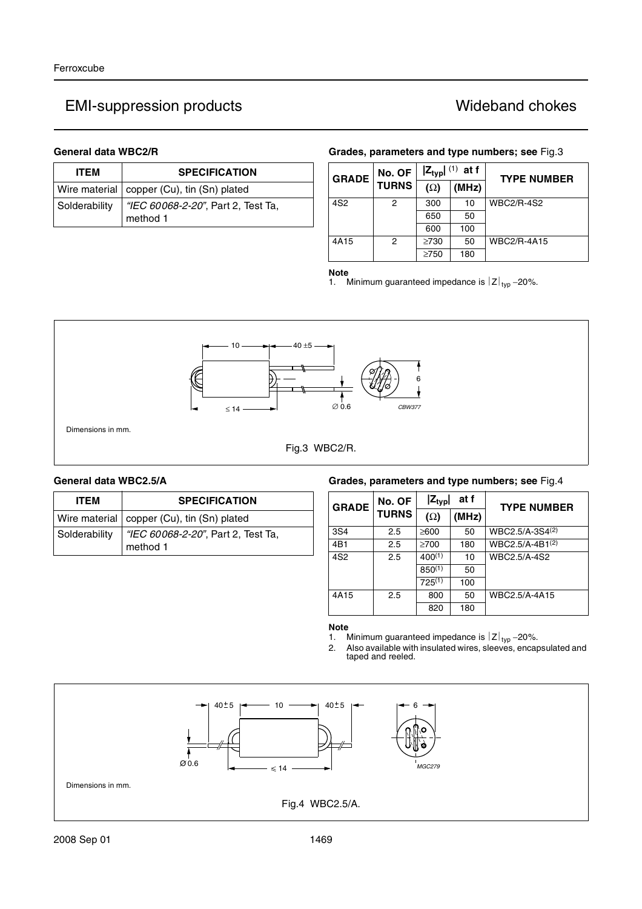# EMI-suppression products

# Wideband chokes

### General data WBC2/R

| ITEM | SPECIFICATION |
|---|---|
| Wire material | copper (Cu), tin (Sn) plated |
| Solderability | *"IEC 60068-2-20"*, Part 2, Test Ta, method 1 |

### Grades, parameters and type numbers; see Fig.3

| GRADE | No. OF TURNS | $\lvert Z_{typ} \rvert$ (1) (Ω) | at f (MHz) | TYPE NUMBER |
|---|---|---|---|---|
| 4S2 | 2 | 300 | 10 | WBC2/R-4S2 |
| | | 650 | 50 | |
| | | 600 | 100 | |
| 4A15 | 2 | ≥730 | 50 | WBC2/R-4A15 |
| | | ≥750 | 180 | |

**Note**

1. Minimum guaranteed impedance is $\lvert Z \rvert_{typ}$ −20%.

Dimensions in mm.

Fig.3 WBC2/R.

### General data WBC2.5/A

| ITEM | SPECIFICATION |
|---|---|
| Wire material | copper (Cu), tin (Sn) plated |
| Solderability | *"IEC 60068-2-20"*, Part 2, Test Ta, method 1 |

### Grades, parameters and type numbers; see Fig.4

| GRADE | No. OF TURNS | $\lvert Z_{typ} \rvert$ (Ω) | at f (MHz) | TYPE NUMBER |
|---|---|---|---|---|
| 3S4 | 2.5 | ≥600 | 50 | WBC2.5/A-3S4[2] |
| 4B1 | 2.5 | ≥700 | 180 | WBC2.5/A-4B1[2] |
| 4S2 | 2.5 | 400[1] | 10 | WBC2.5/A-4S2 |
| | | 850[1] | 50 | |
| | | 725[1] | 100 | |
| 4A15 | 2.5 | 800 | 50 | WBC2.5/A-4A15 |
| | | 820 | 180 | |

**Note**

1. Minimum guaranteed impedance is $\lvert Z \rvert_{typ}$ −20%.
2. Also available with insulated wires, sleeves, encapsulated and taped and reeled.

Dimensions in mm.

Fig.4 WBC2.5/A.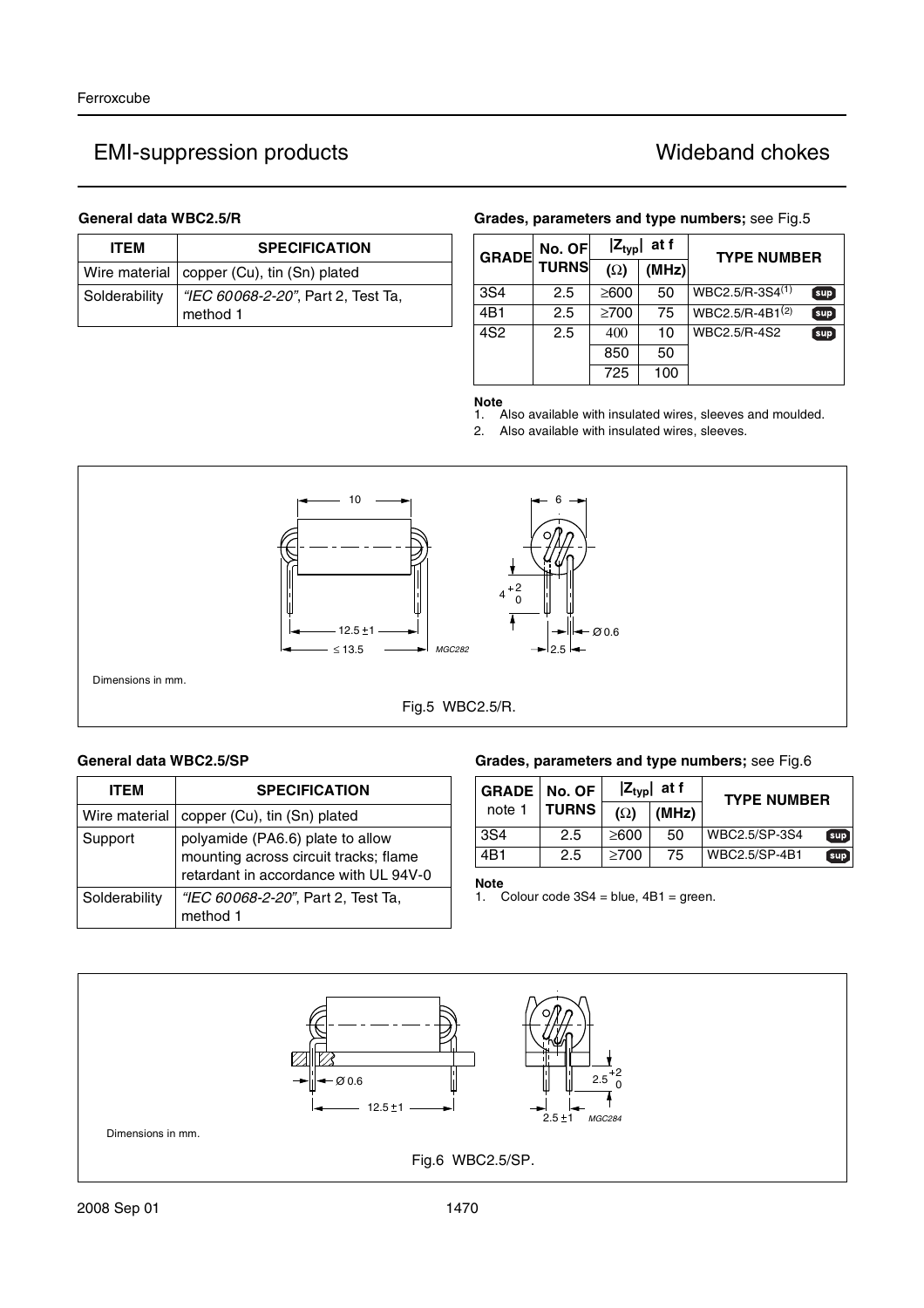## General data WBC2.5/R

| ITEM | SPECIFICATION |
|---|---|
| Wire material | copper (Cu), tin (Sn) plated |
| Solderability | *"IEC 60068-2-20"*, Part 2, Test Ta, method 1 |

## Grades, parameters and type numbers; see Fig.5

| GRADE | No. OF TURNS | $\|Z_{typ}\|$ (Ω) | at f (MHz) | TYPE NUMBER |
|---|---|---|---|---|
| 3S4 | 2.5 | ≥600 | 50 | WBC2.5/R-3S4[(1)] sup |
| 4B1 | 2.5 | ≥700 | 75 | WBC2.5/R-4B1[(2)] sup |
| 4S2 | 2.5 | 400 | 10 | WBC2.5/R-4S2 sup |
| | | 850 | 50 | |
| | | 725 | 100 | |

**Note**

1. Also available with insulated wires, sleeves and moulded.
2. Also available with insulated wires, sleeves.

Dimensions in mm.

Fig.5 WBC2.5/R.

## General data WBC2.5/SP

| ITEM | SPECIFICATION |
|---|---|
| Wire material | copper (Cu), tin (Sn) plated |
| Support | polyamide (PA6.6) plate to allow mounting across circuit tracks; flame retardant in accordance with UL 94V-0 |
| Solderability | *"IEC 60068-2-20"*, Part 2, Test Ta, method 1 |

## Grades, parameters and type numbers; see Fig.6

| GRADE note 1 | No. OF TURNS | $\|Z_{typ}\|$ (Ω) | at f (MHz) | TYPE NUMBER |
|---|---|---|---|---|
| 3S4 | 2.5 | ≥600 | 50 | WBC2.5/SP-3S4 sup |
| 4B1 | 2.5 | ≥700 | 75 | WBC2.5/SP-4B1 sup |

**Note**

1. Colour code 3S4 = blue, 4B1 = green.

Dimensions in mm.

Fig.6 WBC2.5/SP.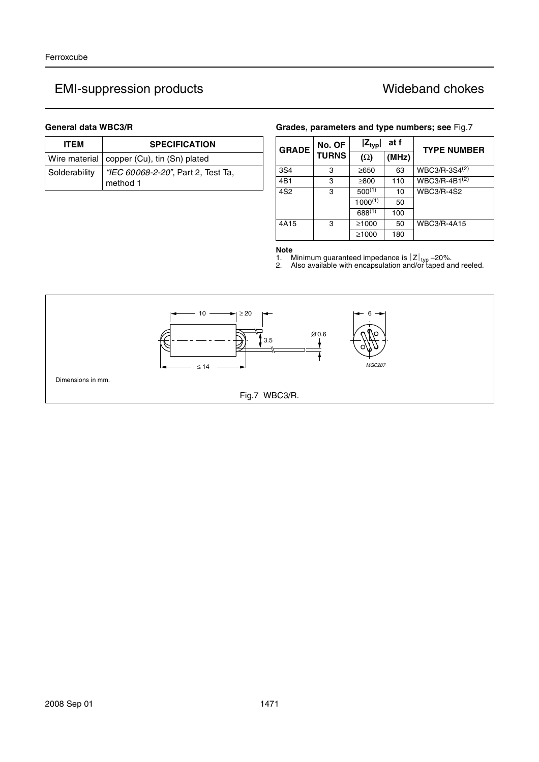# EMI-suppression products

## Wideband chokes

### General data WBC3/R

| ITEM | SPECIFICATION |
|---|---|
| Wire material | copper (Cu), tin (Sn) plated |
| Solderability | *"IEC 60068-2-20"*, Part 2, Test Ta, method 1 |

### Grades, parameters and type numbers; see Fig.7

| GRADE | No. OF TURNS | $\|Z_{typ}\|$ ($\Omega$) | at f (MHz) | TYPE NUMBER |
|---|---|---|---|---|
| 3S4 | 3 | ≥650 | 63 | WBC3/R-3S4[2] |
| 4B1 | 3 | ≥800 | 110 | WBC3/R-4B1[2] |
| 4S2 | 3 | 500[1] | 10 | WBC3/R-4S2 |
| | | 1000[1] | 50 | |
| | | 688[1] | 100 | |
| 4A15 | 3 | ≥1000 | 50 | WBC3/R-4A15 |
| | | ≥1000 | 180 | |

**Note**

1. Minimum guaranteed impedance is $|Z|_{typ}$ −20%.
2. Also available with encapsulation and/or taped and reeled.

Dimensions in mm.

Fig.7 WBC3/R.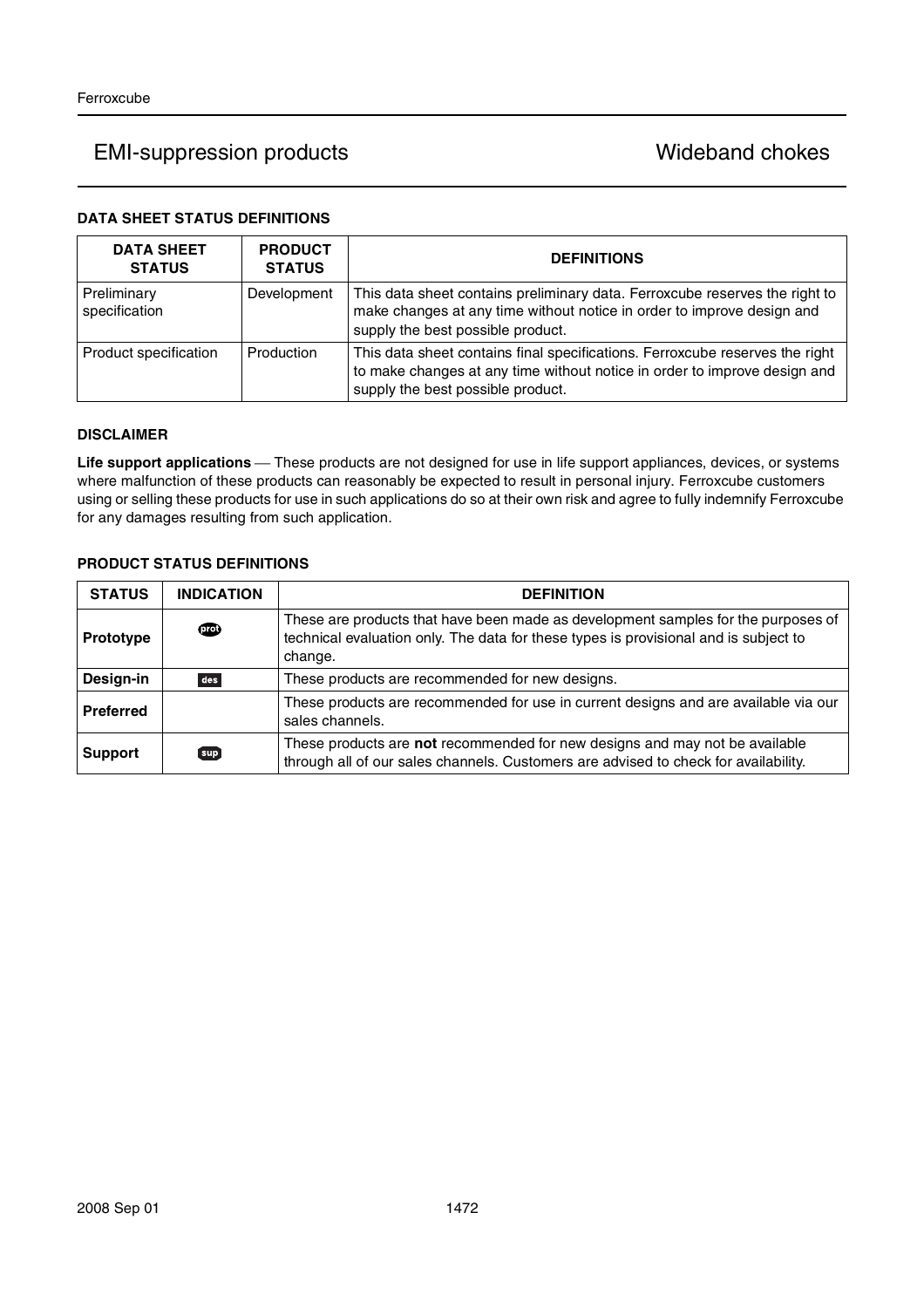## DATA SHEET STATUS DEFINITIONS

| DATA SHEET STATUS | PRODUCT STATUS | DEFINITIONS |
|---|---|---|
| Preliminary specification | Development | This data sheet contains preliminary data. Ferroxcube reserves the right to make changes at any time without notice in order to improve design and supply the best possible product. |
| Product specification | Production | This data sheet contains final specifications. Ferroxcube reserves the right to make changes at any time without notice in order to improve design and supply the best possible product. |

## DISCLAIMER

**Life support applications** — These products are not designed for use in life support appliances, devices, or systems where malfunction of these products can reasonably be expected to result in personal injury. Ferroxcube customers using or selling these products for use in such applications do so at their own risk and agree to fully indemnify Ferroxcube for any damages resulting from such application.

## PRODUCT STATUS DEFINITIONS

| STATUS | INDICATION | DEFINITION |
|---|---|---|
| **Prototype** | prot | These are products that have been made as development samples for the purposes of technical evaluation only. The data for these types is provisional and is subject to change. |
| **Design-in** | des | These products are recommended for new designs. |
| **Preferred** | | These products are recommended for use in current designs and are available via our sales channels. |
| **Support** | sup | These products are **not** recommended for new designs and may not be available through all of our sales channels. Customers are advised to check for availability. |